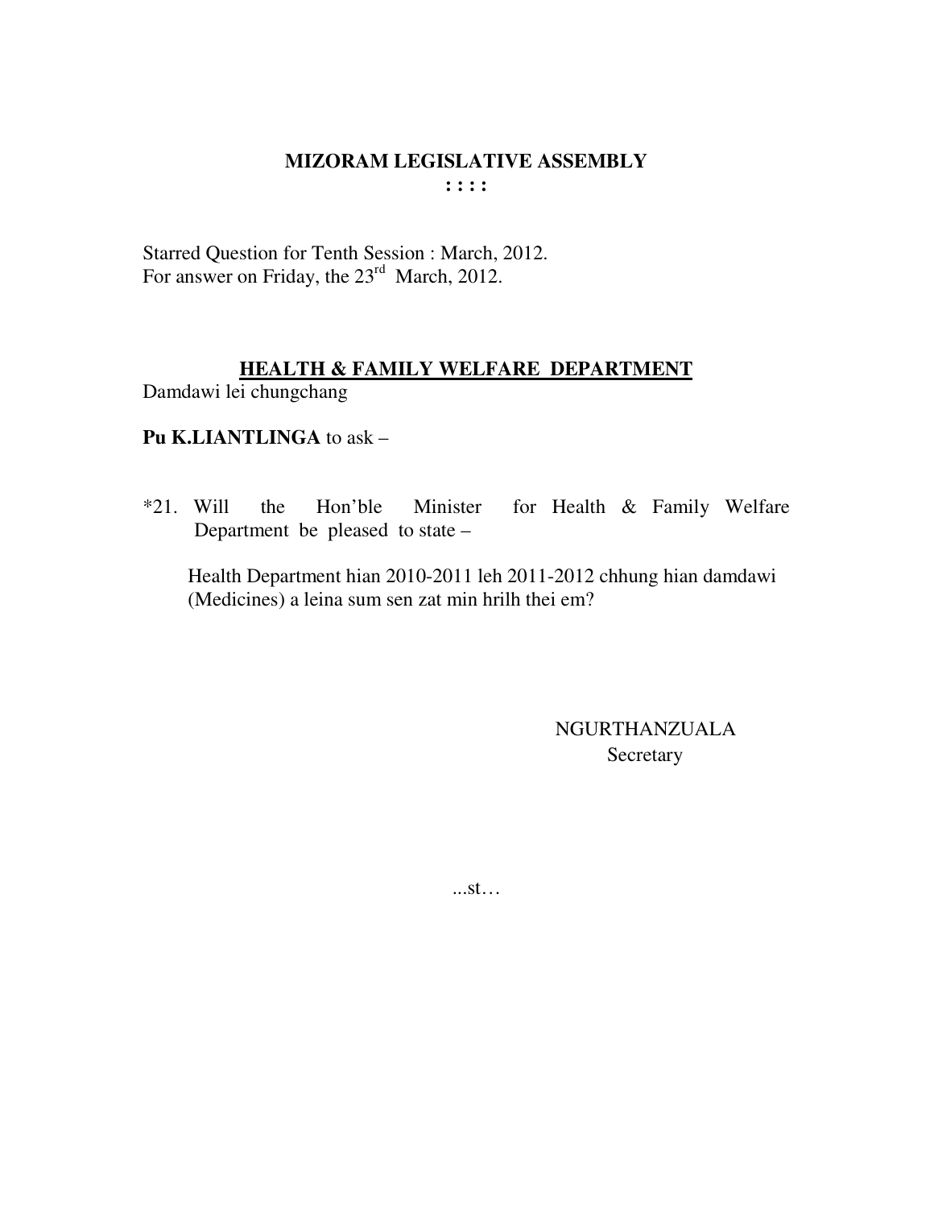# MIZORAM LEGISLATIVE ASSEMBLY

**: : : :**

Starred Question for Tenth Session : March, 2012.
For answer on Friday, the 23rd March, 2012.

## HEALTH & FAMILY WELFARE DEPARTMENT

Damdawi lei chungchang

**Pu K.LIANTLINGA** to ask –

*21. Will the Hon'ble Minister for Health & Family Welfare Department be pleased to state –

Health Department hian 2010-2011 leh 2011-2012 chhung hian damdawi (Medicines) a leina sum sen zat min hrilh thei em?

NGURTHANZUALA
Secretary

...st…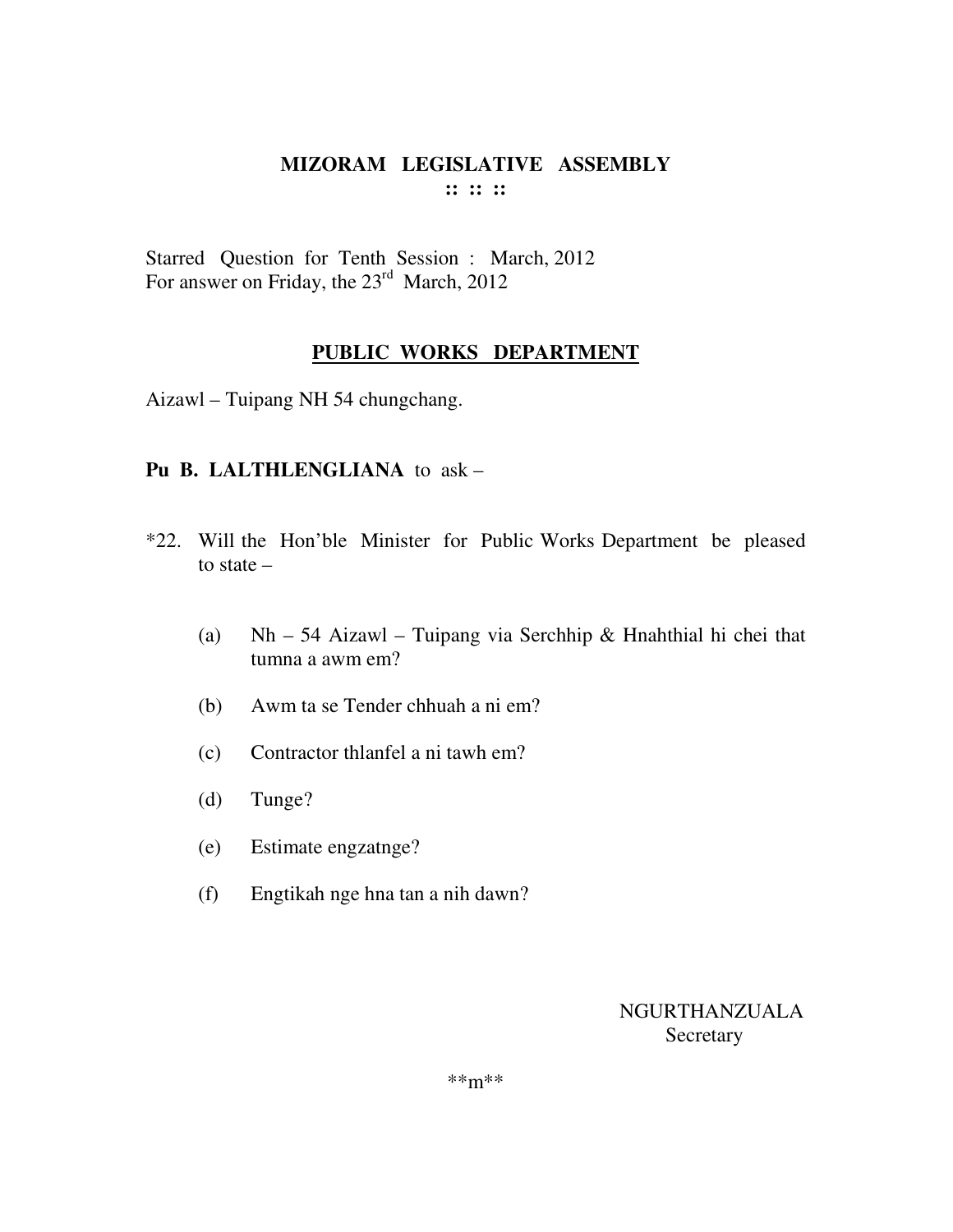# MIZORAM LEGISLATIVE ASSEMBLY

**:: :: ::**

Starred Question for Tenth Session : March, 2012
For answer on Friday, the 23rd March, 2012

## PUBLIC WORKS DEPARTMENT

Aizawl – Tuipang NH 54 chungchang.

**Pu B. LALTHLENGLIANA** to ask –

*22. Will the Hon'ble Minister for Public Works Department be pleased to state –

(a) Nh – 54 Aizawl – Tuipang via Serchhip & Hnahthial hi chei that tumna a awm em?

(b) Awm ta se Tender chhuah a ni em?

(c) Contractor thlanfel a ni tawh em?

(d) Tunge?

(e) Estimate engzatnge?

(f) Engtikah nge hna tan a nih dawn?

NGURTHANZUALA
Secretary

**m**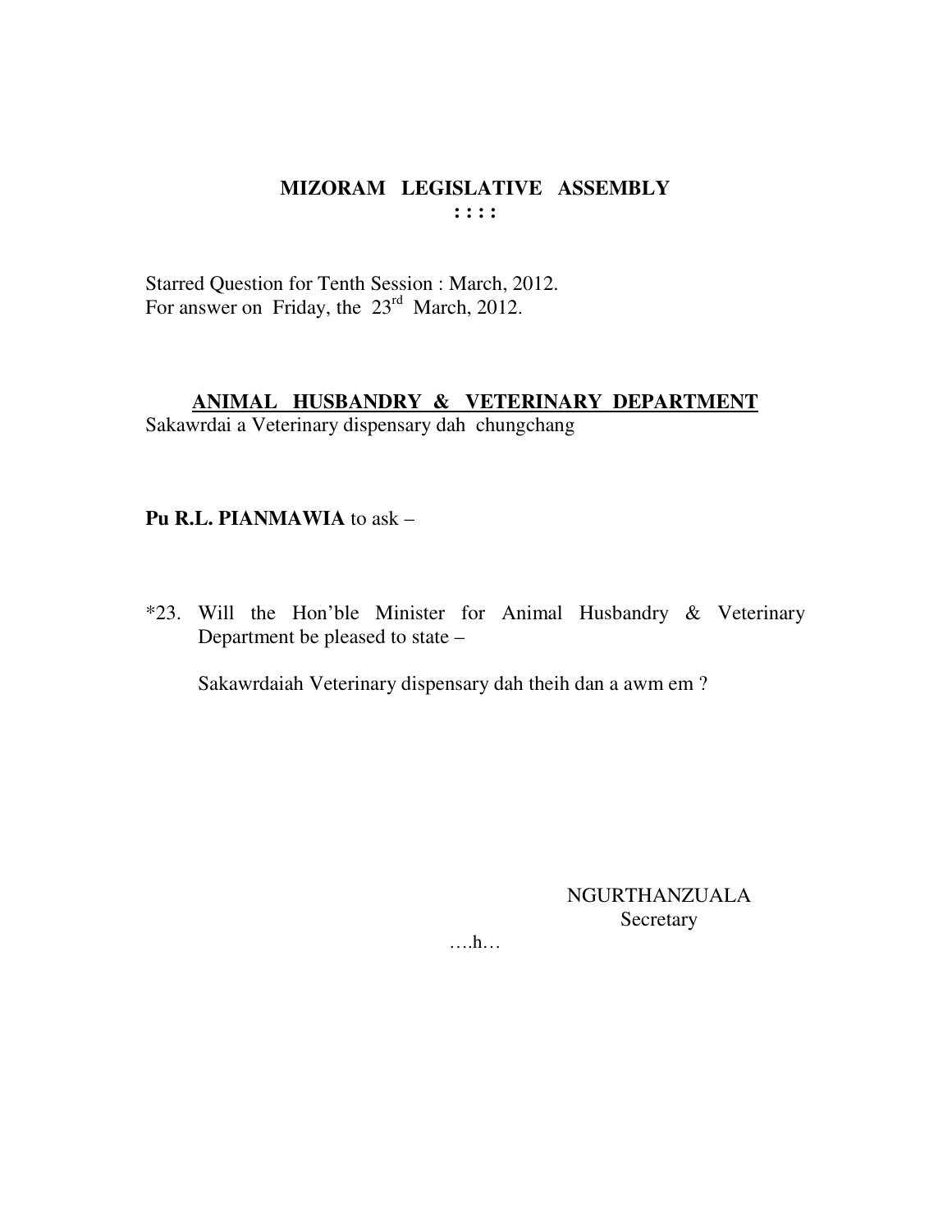# MIZORAM LEGISLATIVE ASSEMBLY

: : : :

Starred Question for Tenth Session : March, 2012.
For answer on Friday, the 23rd March, 2012.

## ANIMAL HUSBANDRY & VETERINARY DEPARTMENT

Sakawrdai a Veterinary dispensary dah chungchang

**Pu R.L. PIANMAWIA** to ask –

*23. Will the Hon'ble Minister for Animal Husbandry & Veterinary Department be pleased to state –

Sakawrdaiah Veterinary dispensary dah theih dan a awm em ?

NGURTHANZUALA
Secretary

….h…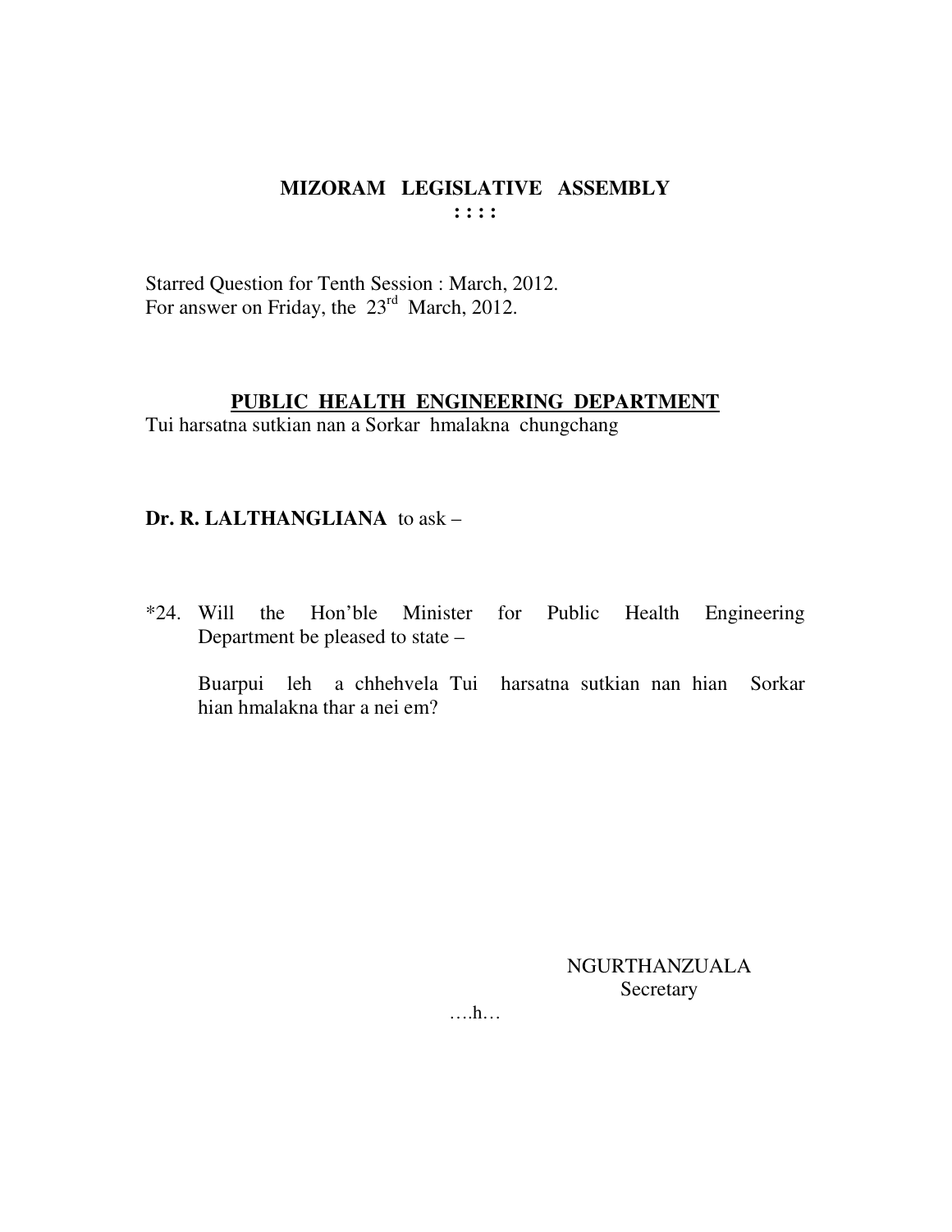# MIZORAM LEGISLATIVE ASSEMBLY

**: : : :**

Starred Question for Tenth Session : March, 2012.
For answer on Friday, the 23rd March, 2012.

## PUBLIC HEALTH ENGINEERING DEPARTMENT

Tui harsatna sutkian nan a Sorkar hmalakna chungchang

**Dr. R. LALTHANGLIANA** to ask –

*24. Will the Hon'ble Minister for Public Health Engineering Department be pleased to state –

Buarpui leh a chhehvela Tui harsatna sutkian nan hian Sorkar hian hmalakna thar a nei em?

NGURTHANZUALA
Secretary

….h…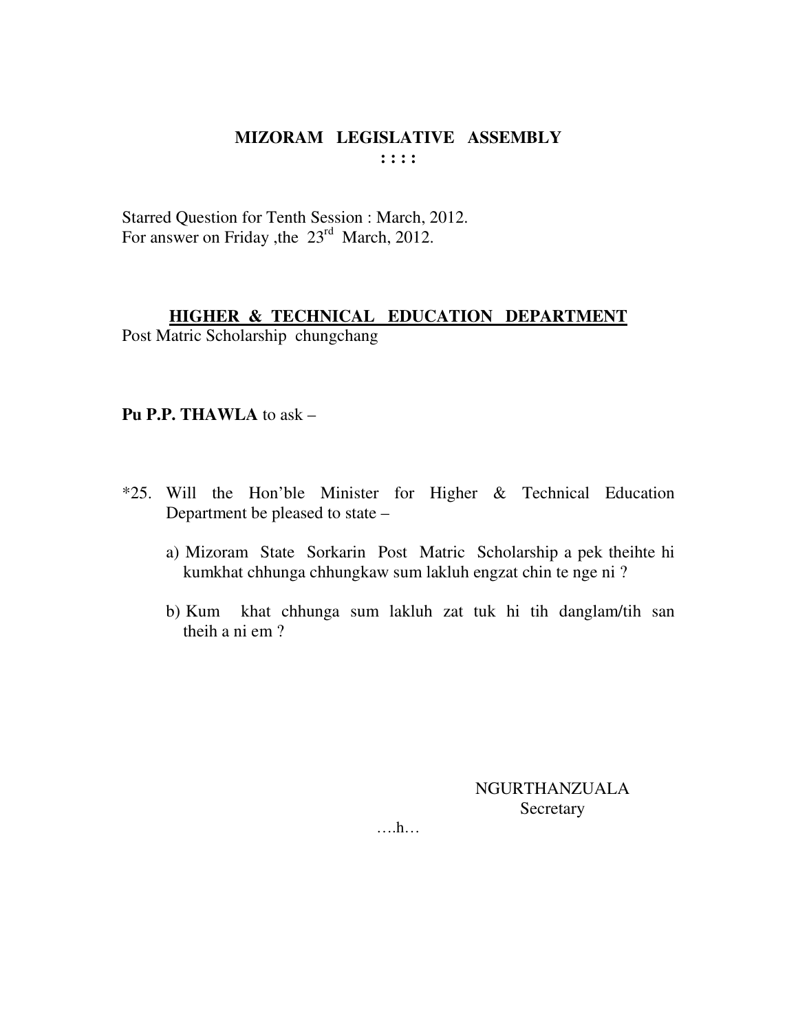# MIZORAM LEGISLATIVE ASSEMBLY

**: : : :**

Starred Question for Tenth Session : March, 2012.
For answer on Friday ,the 23rd March, 2012.

**HIGHER & TECHNICAL EDUCATION DEPARTMENT**

Post Matric Scholarship chungchang

**Pu P.P. THAWLA** to ask –

*25. Will the Hon'ble Minister for Higher & Technical Education Department be pleased to state –

a) Mizoram State Sorkarin Post Matric Scholarship a pek theihte hi kumkhat chhunga chhungkaw sum lakluh engzat chin te nge ni ?

b) Kum khat chhunga sum lakluh zat tuk hi tih danglam/tih san theih a ni em ?

NGURTHANZUALA
Secretary

….h…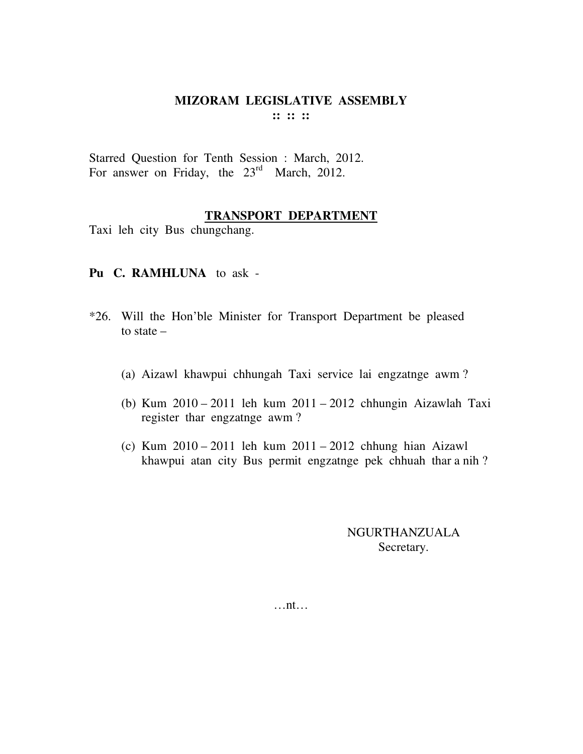**MIZORAM LEGISLATIVE ASSEMBLY**
**:: :: ::**

Starred Question for Tenth Session : March, 2012.
For answer on Friday, the 23rd March, 2012.

**TRANSPORT DEPARTMENT**
Taxi leh city Bus chungchang.

**Pu C. RAMHLUNA** to ask -

*26. Will the Hon'ble Minister for Transport Department be pleased to state –

(a) Aizawl khawpui chhungah Taxi service lai engzatnge awm ?

(b) Kum 2010 – 2011 leh kum 2011 – 2012 chhungin Aizawlah Taxi register thar engzatnge awm ?

(c) Kum 2010 – 2011 leh kum 2011 – 2012 chhung hian Aizawl khawpui atan city Bus permit engzatnge pek chhuah thar a nih ?

NGURTHANZUALA
Secretary.

…nt…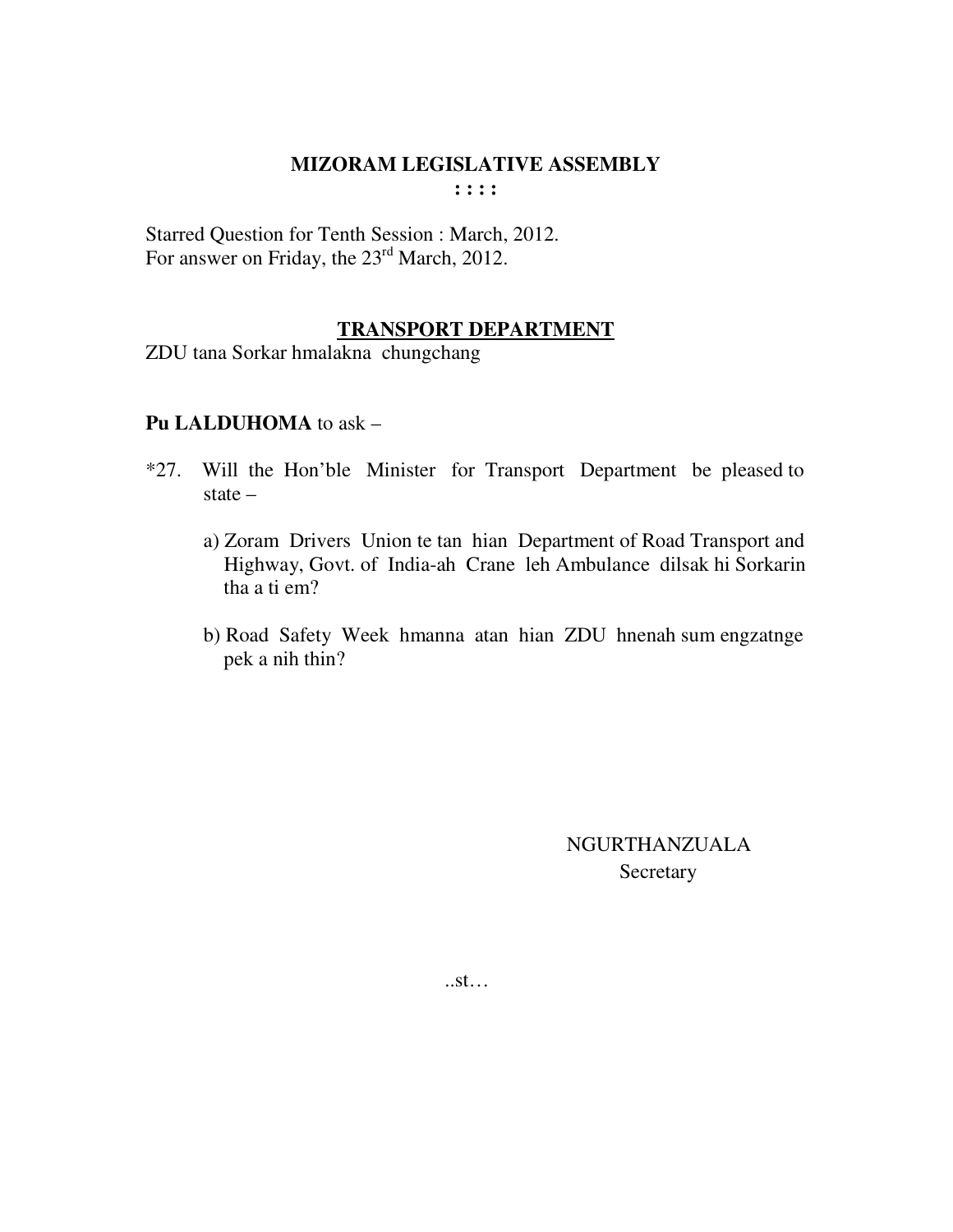# MIZORAM LEGISLATIVE ASSEMBLY

**: : : :**

Starred Question for Tenth Session : March, 2012.
For answer on Friday, the 23rd March, 2012.

## TRANSPORT DEPARTMENT

ZDU tana Sorkar hmalakna chungchang

**Pu LALDUHOMA** to ask –

*27. Will the Hon'ble Minister for Transport Department be pleased to state –

a) Zoram Drivers Union te tan hian Department of Road Transport and Highway, Govt. of India-ah Crane leh Ambulance dilsak hi Sorkarin tha a ti em?

b) Road Safety Week hmanna atan hian ZDU hnenah sum engzatnge pek a nih thin?

NGURTHANZUALA
Secretary

..st…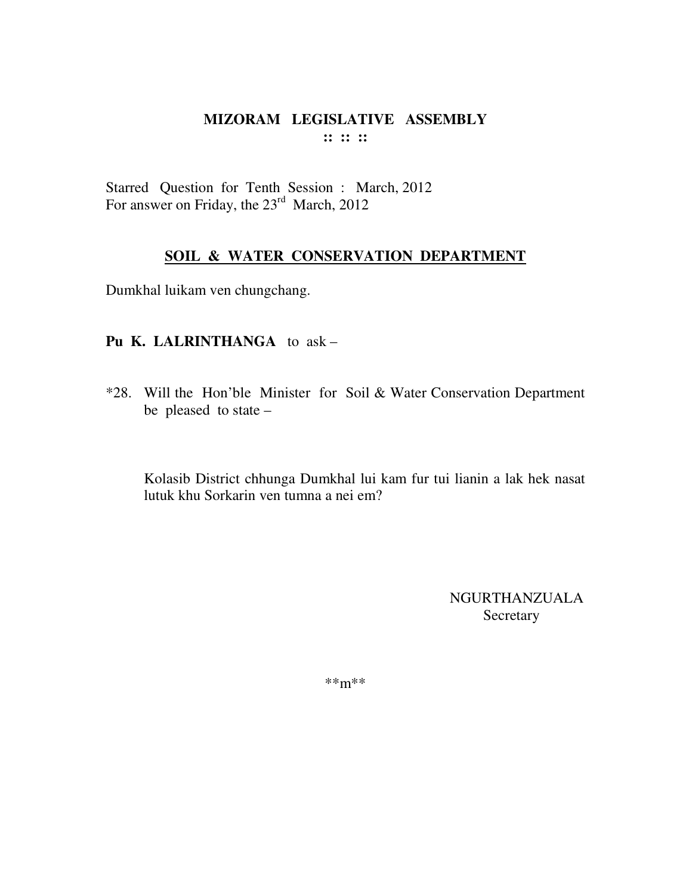# MIZORAM LEGISLATIVE ASSEMBLY

**:: :: ::**

Starred Question for Tenth Session : March, 2012
For answer on Friday, the 23rd March, 2012

## SOIL & WATER CONSERVATION DEPARTMENT

Dumkhal luikam ven chungchang.

**Pu K. LALRINTHANGA** to ask –

*28. Will the Hon'ble Minister for Soil & Water Conservation Department be pleased to state –

Kolasib District chhunga Dumkhal lui kam fur tui lianin a lak hek nasat lutuk khu Sorkarin ven tumna a nei em?

NGURTHANZUALA
Secretary

**m**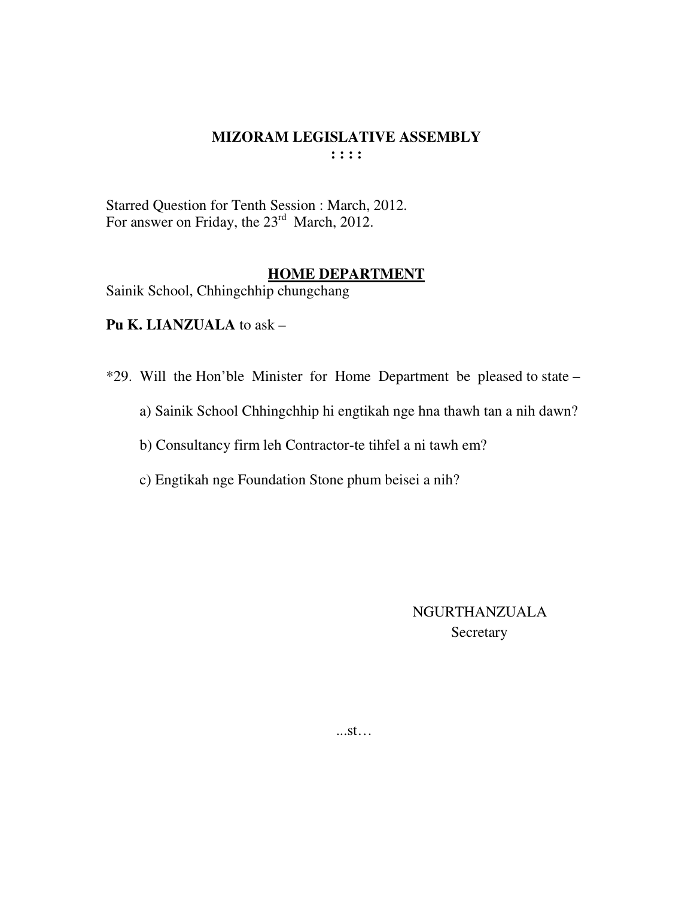## MIZORAM LEGISLATIVE ASSEMBLY

**: : : :**

Starred Question for Tenth Session : March, 2012.
For answer on Friday, the 23rd March, 2012.

### HOME DEPARTMENT

Sainik School, Chhingchhip chungchang

**Pu K. LIANZUALA** to ask –

*29. Will the Hon'ble Minister for Home Department be pleased to state –

a) Sainik School Chhingchhip hi engtikah nge hna thawh tan a nih dawn?

b) Consultancy firm leh Contractor-te tihfel a ni tawh em?

c) Engtikah nge Foundation Stone phum beisei a nih?

NGURTHANZUALA
Secretary

...st…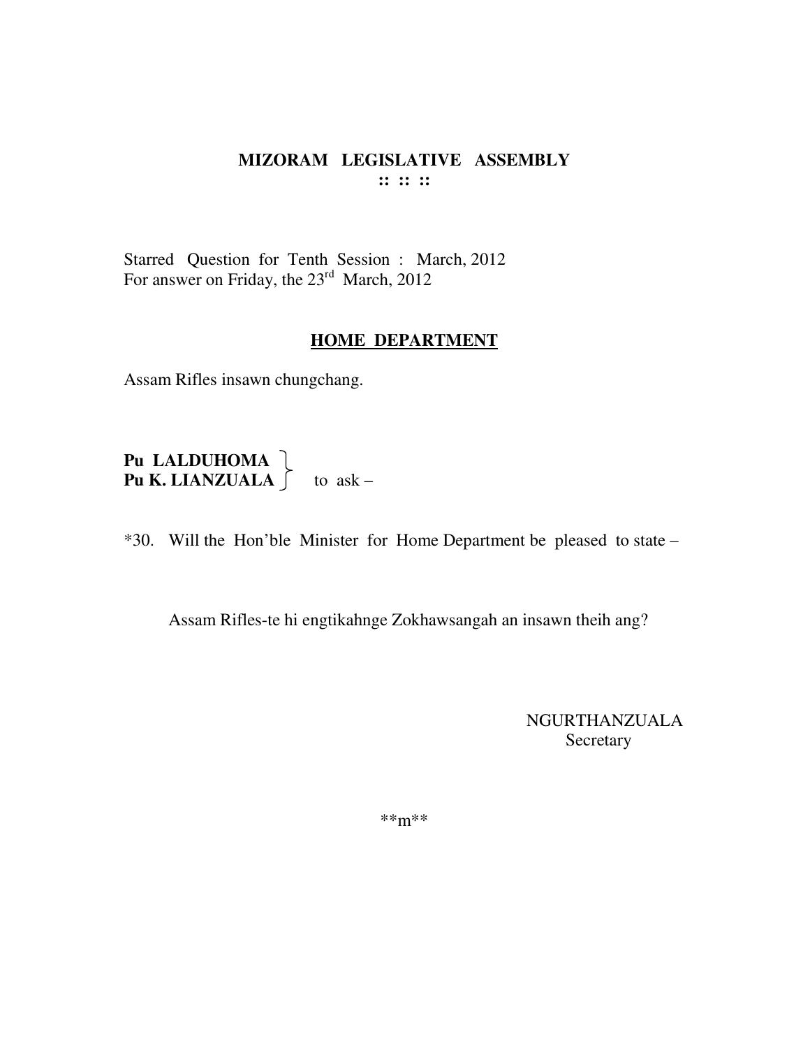# MIZORAM LEGISLATIVE ASSEMBLY

:: :: ::

Starred Question for Tenth Session : March, 2012
For answer on Friday, the 23rd March, 2012

## HOME DEPARTMENT

Assam Rifles insawn chungchang.

**Pu LALDUHOMA**
**Pu K. LIANZUALA** } to ask –

*30. Will the Hon'ble Minister for Home Department be pleased to state –

Assam Rifles-te hi engtikahnge Zokhawsangah an insawn theih ang?

NGURTHANZUALA
Secretary

**m**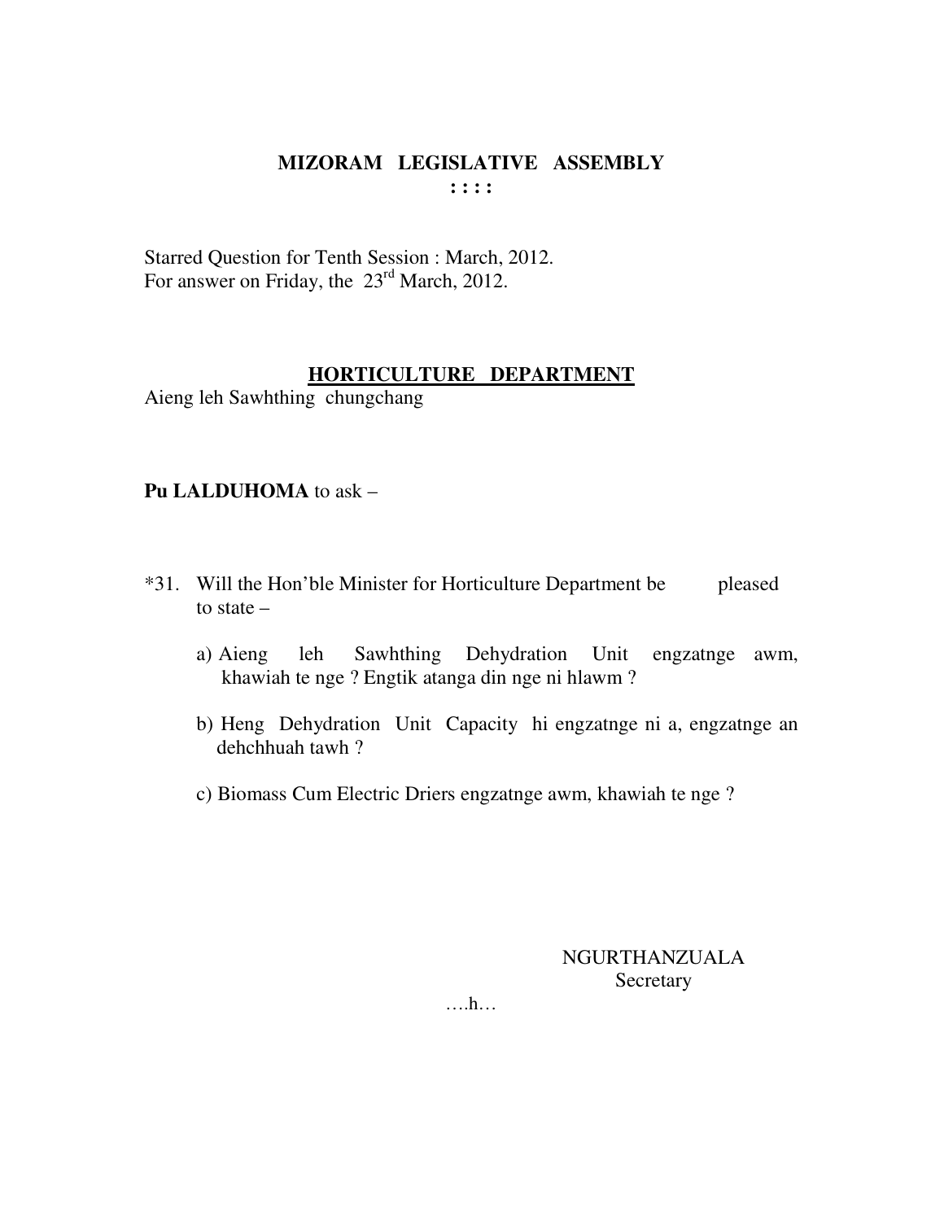# MIZORAM LEGISLATIVE ASSEMBLY

**: : : :**

Starred Question for Tenth Session : March, 2012.
For answer on Friday, the 23rd March, 2012.

## HORTICULTURE DEPARTMENT

Aieng leh Sawhthing chungchang

**Pu LALDUHOMA** to ask –

*31. Will the Hon'ble Minister for Horticulture Department be pleased to state –

a) Aieng leh Sawhthing Dehydration Unit engzatnge awm, khawiah te nge ? Engtik atanga din nge ni hlawm ?

b) Heng Dehydration Unit Capacity hi engzatnge ni a, engzatnge an dehchhuah tawh ?

c) Biomass Cum Electric Driers engzatnge awm, khawiah te nge ?

NGURTHANZUALA
Secretary

….h…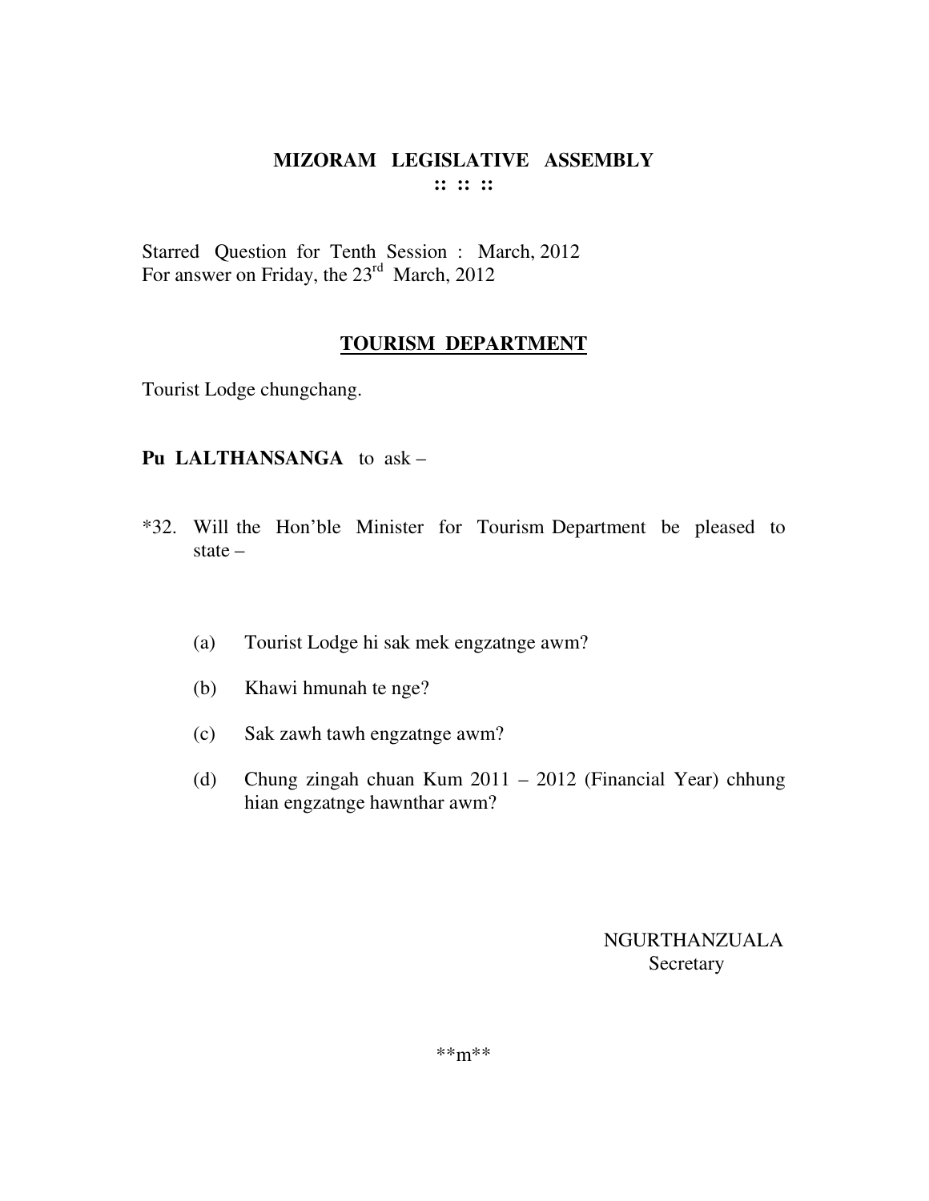# MIZORAM LEGISLATIVE ASSEMBLY

:: :: ::

Starred Question for Tenth Session : March, 2012
For answer on Friday, the 23rd March, 2012

## TOURISM DEPARTMENT

Tourist Lodge chungchang.

**Pu LALTHANSANGA** to ask –

*32. Will the Hon'ble Minister for Tourism Department be pleased to state –

(a) Tourist Lodge hi sak mek engzatnge awm?

(b) Khawi hmunah te nge?

(c) Sak zawh tawh engzatnge awm?

(d) Chung zingah chuan Kum 2011 – 2012 (Financial Year) chhung hian engzatnge hawnthar awm?

NGURTHANZUALA
Secretary

**m**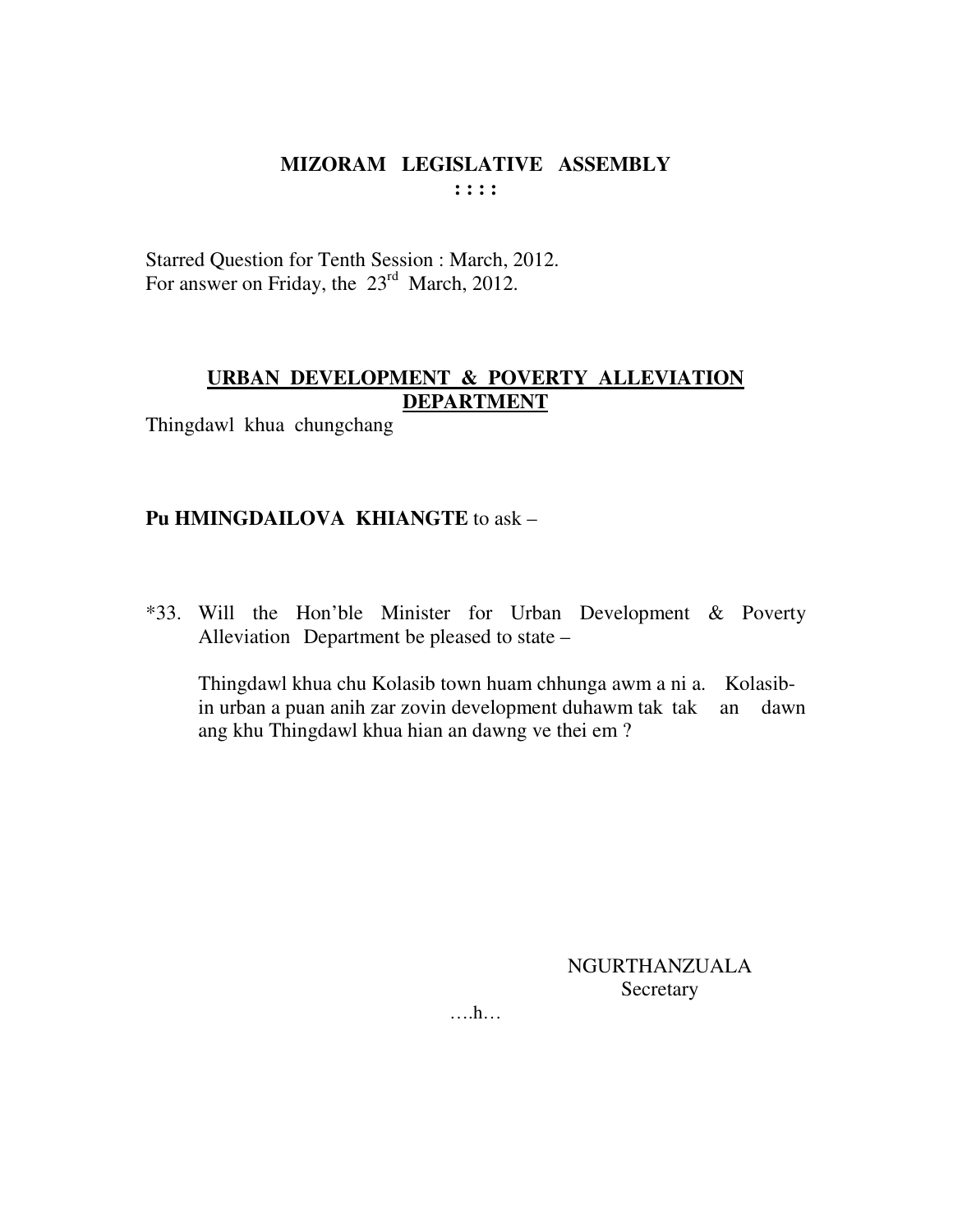# MIZORAM LEGISLATIVE ASSEMBLY

**: : : :**

Starred Question for Tenth Session : March, 2012.
For answer on Friday, the 23rd March, 2012.

## URBAN DEVELOPMENT & POVERTY ALLEVIATION DEPARTMENT

Thingdawl khua chungchang

**Pu HMINGDAILOVA KHIANGTE** to ask –

*33. Will the Hon'ble Minister for Urban Development & Poverty Alleviation Department be pleased to state –

Thingdawl khua chu Kolasib town huam chhunga awm a ni a. Kolasib-in urban a puan anih zar zovin development duhawm tak tak an dawn ang khu Thingdawl khua hian an dawng ve thei em ?

NGURTHANZUALA
Secretary

….h…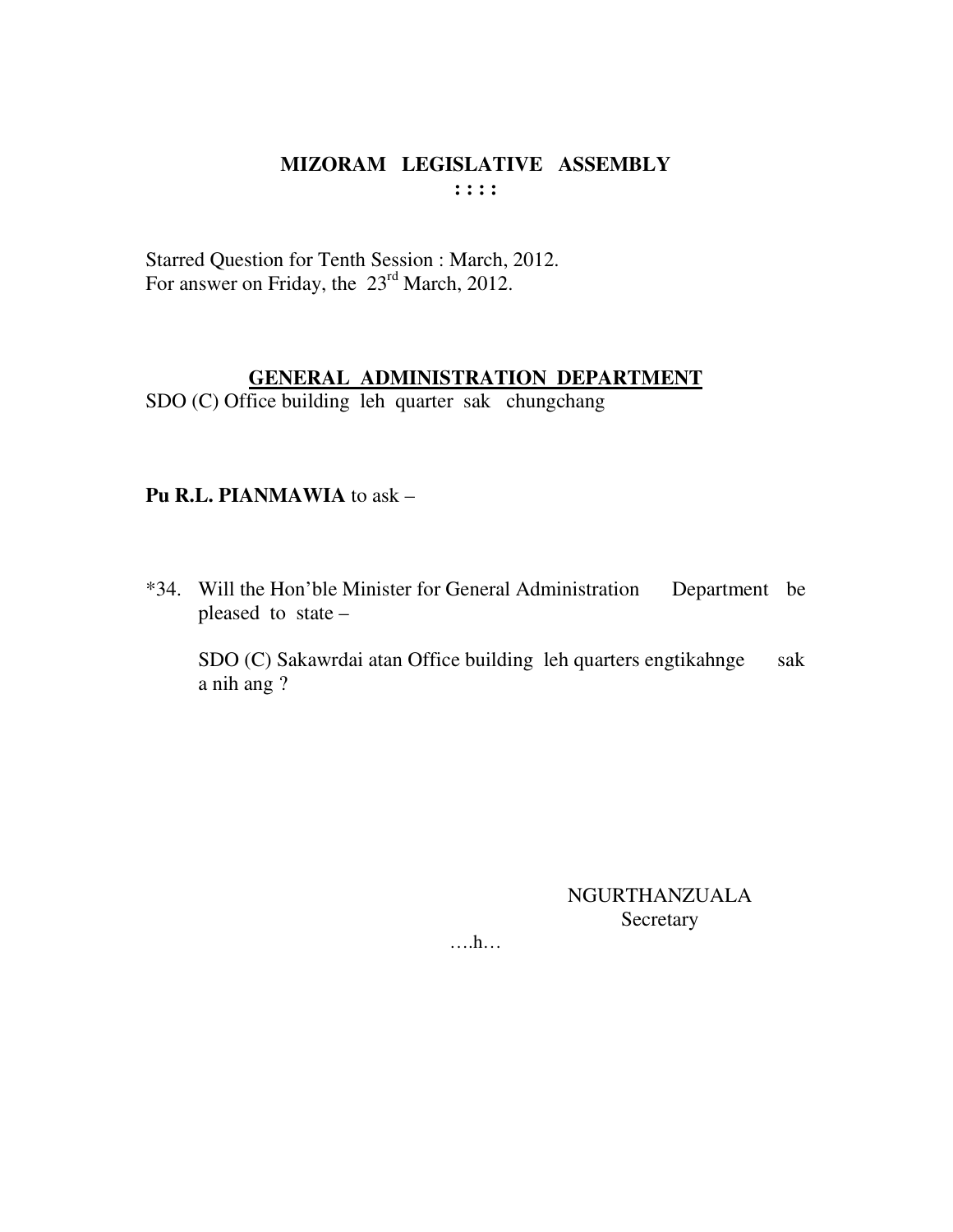# MIZORAM LEGISLATIVE ASSEMBLY

**: : : :**

Starred Question for Tenth Session : March, 2012.
For answer on Friday, the 23rd March, 2012.

## GENERAL ADMINISTRATION DEPARTMENT

SDO (C) Office building leh quarter sak chungchang

**Pu R.L. PIANMAWIA** to ask –

*34. Will the Hon'ble Minister for General Administration Department be pleased to state –

SDO (C) Sakawrdai atan Office building leh quarters engtikahnge sak a nih ang ?

NGURTHANZUALA
Secretary

….h…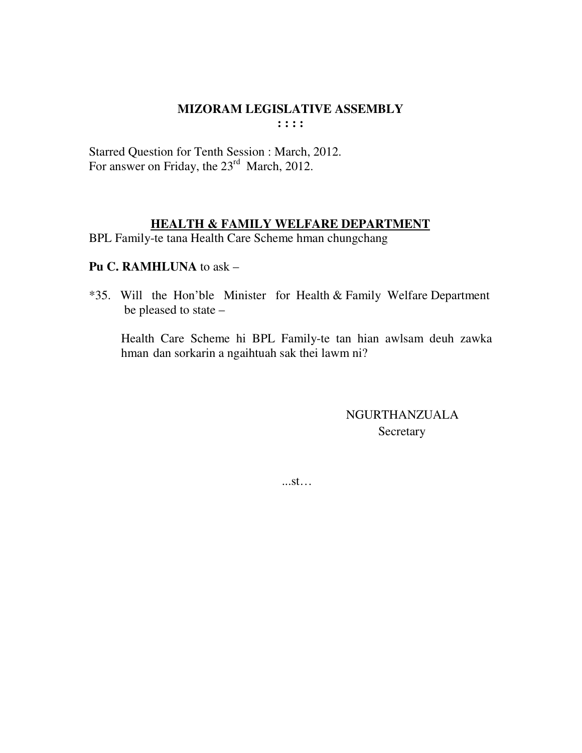**MIZORAM LEGISLATIVE ASSEMBLY**

**: : : :**

Starred Question for Tenth Session : March, 2012.
For answer on Friday, the 23rd March, 2012.

**HEALTH & FAMILY WELFARE DEPARTMENT**

BPL Family-te tana Health Care Scheme hman chungchang

**Pu C. RAMHLUNA** to ask –

*35. Will the Hon'ble Minister for Health & Family Welfare Department be pleased to state –

Health Care Scheme hi BPL Family-te tan hian awlsam deuh zawka hman dan sorkarin a ngaihtuah sak thei lawm ni?

NGURTHANZUALA
Secretary

...st…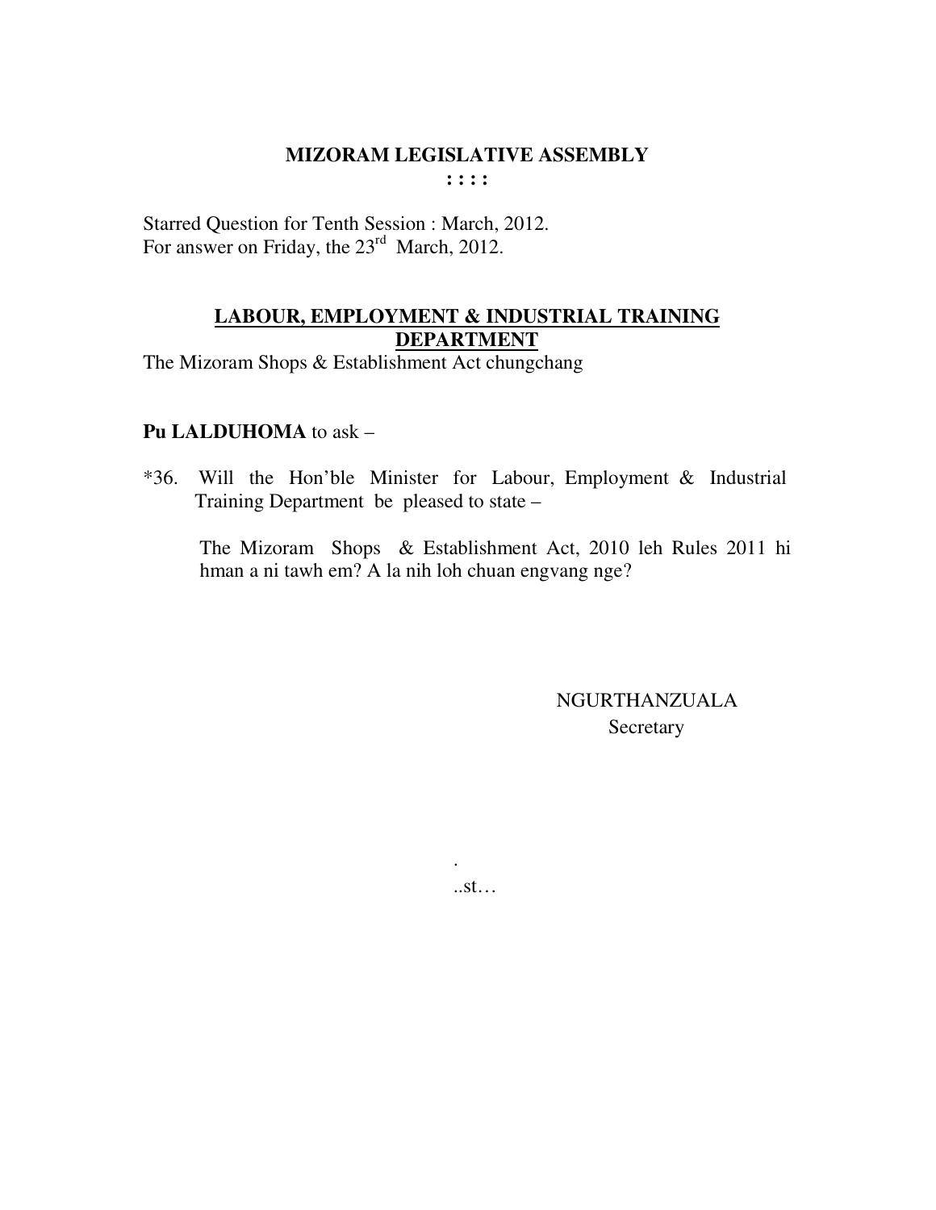# MIZORAM LEGISLATIVE ASSEMBLY

**: : : :**

Starred Question for Tenth Session : March, 2012.
For answer on Friday, the 23rd March, 2012.

## LABOUR, EMPLOYMENT & INDUSTRIAL TRAINING DEPARTMENT

The Mizoram Shops & Establishment Act chungchang

**Pu LALDUHOMA** to ask –

*36. Will the Hon'ble Minister for Labour, Employment & Industrial Training Department be pleased to state –

The Mizoram Shops & Establishment Act, 2010 leh Rules 2011 hi hman a ni tawh em? A la nih loh chuan engvang nge?

NGURTHANZUALA
Secretary

.
..st…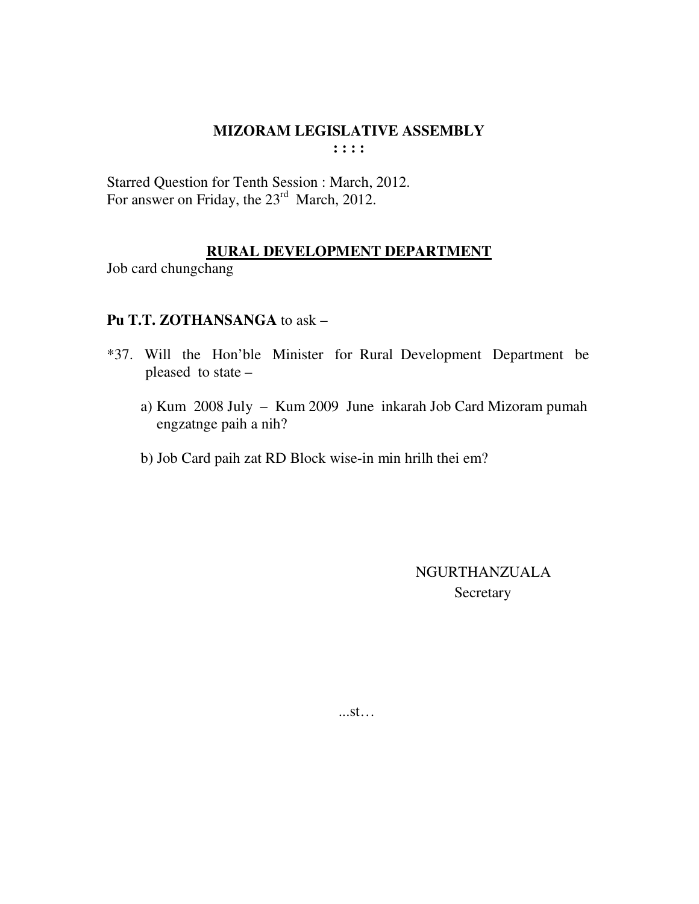**MIZORAM LEGISLATIVE ASSEMBLY**
**: : : :**

Starred Question for Tenth Session : March, 2012.
For answer on Friday, the 23rd March, 2012.

**RURAL DEVELOPMENT DEPARTMENT**

Job card chungchang

**Pu T.T. ZOTHANSANGA** to ask –

*37. Will the Hon'ble Minister for Rural Development Department be pleased to state –

a) Kum 2008 July – Kum 2009 June inkarah Job Card Mizoram pumah engzatnge paih a nih?

b) Job Card paih zat RD Block wise-in min hrilh thei em?

NGURTHANZUALA
Secretary

...st…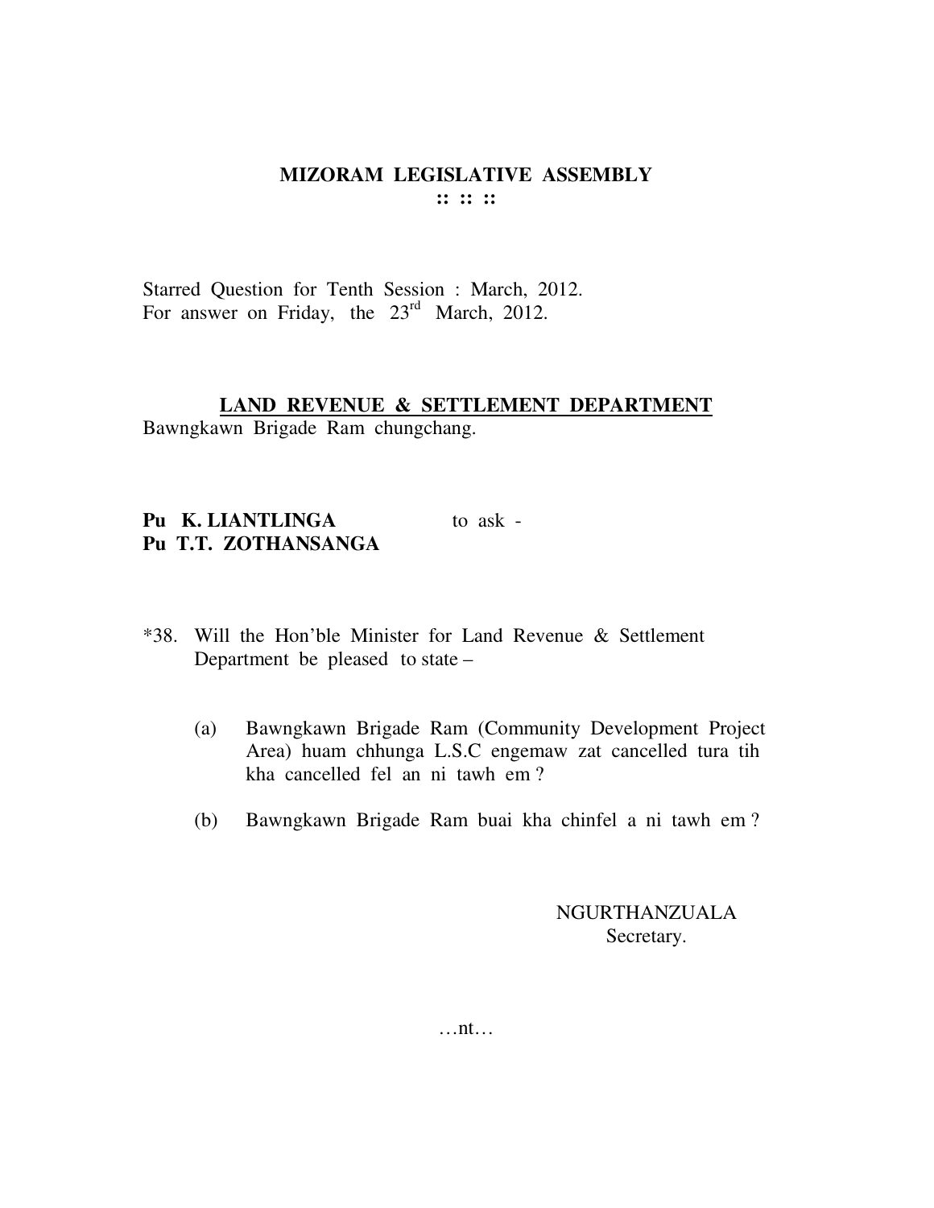# MIZORAM LEGISLATIVE ASSEMBLY
**:: :: ::**

Starred Question for Tenth Session : March, 2012.
For answer on Friday, the 23rd March, 2012.

## LAND REVENUE & SETTLEMENT DEPARTMENT

Bawngkawn Brigade Ram chungchang.

**Pu K. LIANTLINGA** to ask -
**Pu T.T. ZOTHANSANGA**

*38. Will the Hon'ble Minister for Land Revenue & Settlement Department be pleased to state –

(a) Bawngkawn Brigade Ram (Community Development Project Area) huam chhunga L.S.C engemaw zat cancelled tura tih kha cancelled fel an ni tawh em ?

(b) Bawngkawn Brigade Ram buai kha chinfel a ni tawh em ?

NGURTHANZUALA
Secretary.

…nt…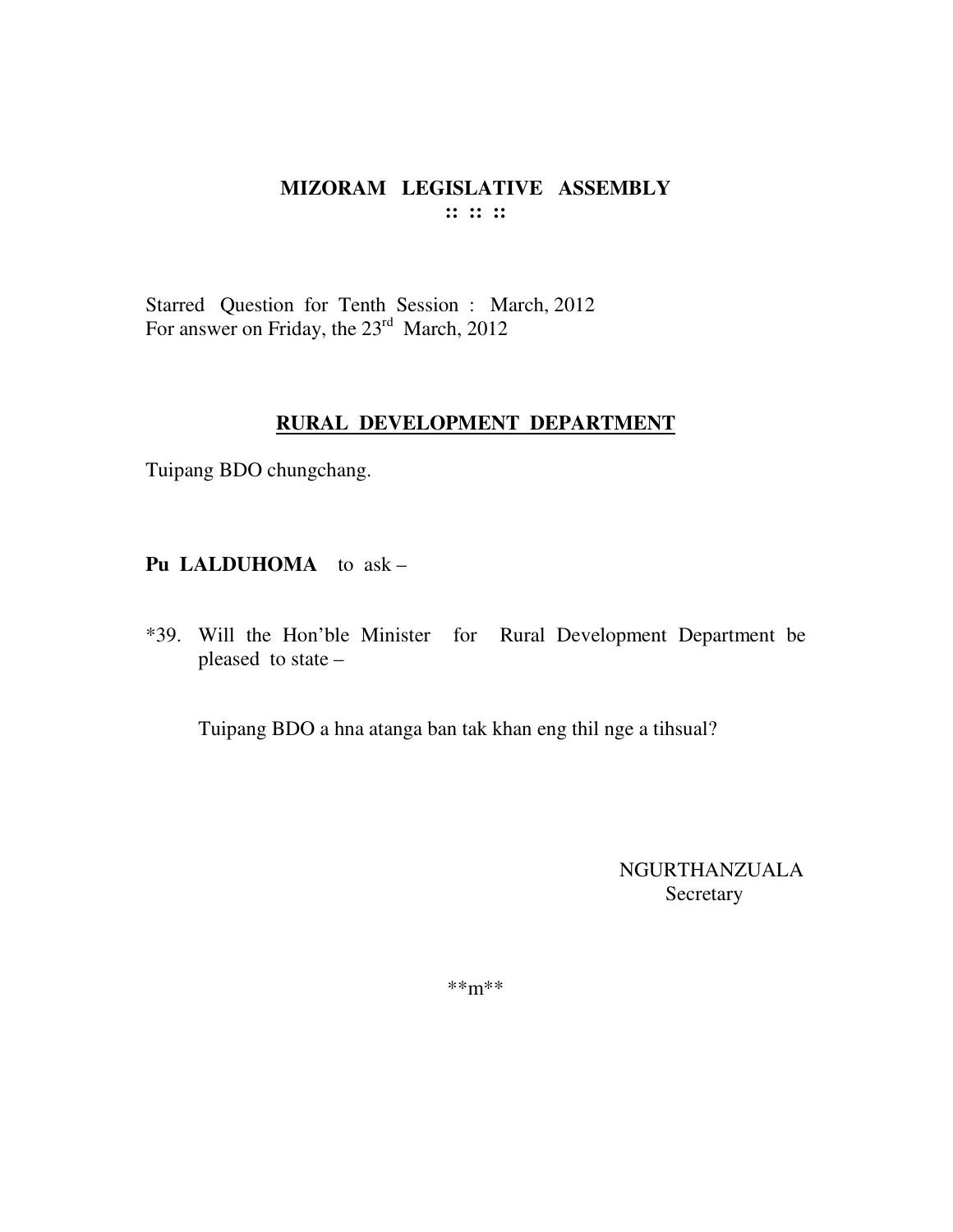# MIZORAM LEGISLATIVE ASSEMBLY
**:: :: ::**

Starred Question for Tenth Session : March, 2012
For answer on Friday, the 23rd March, 2012

## RURAL DEVELOPMENT DEPARTMENT

Tuipang BDO chungchang.

**Pu LALDUHOMA** to ask –

*39. Will the Hon'ble Minister for Rural Development Department be pleased to state –

Tuipang BDO a hna atanga ban tak khan eng thil nge a tihsual?

NGURTHANZUALA
Secretary

**m**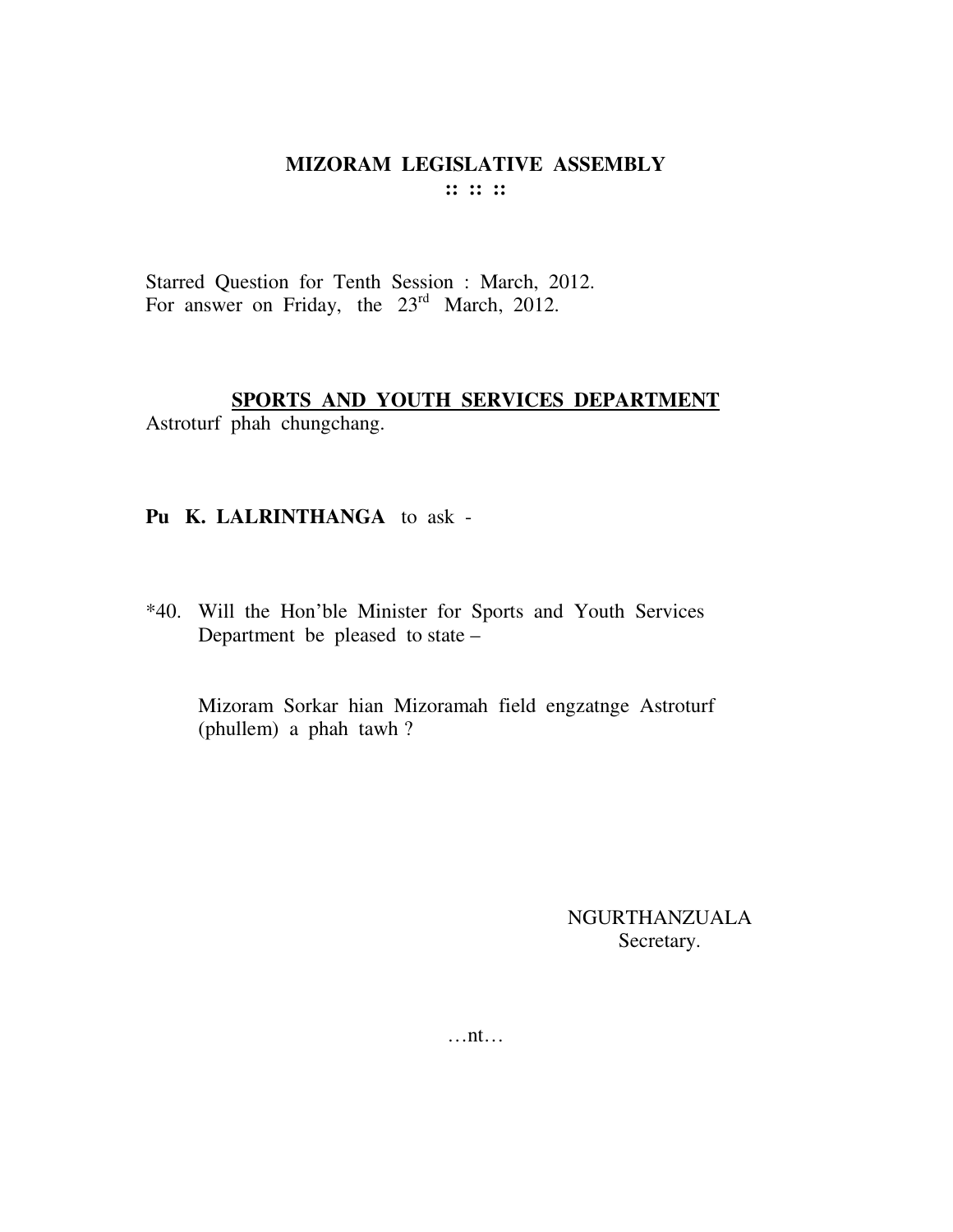**MIZORAM LEGISLATIVE ASSEMBLY**
**:: :: ::**

Starred Question for Tenth Session : March, 2012.
For answer on Friday, the 23rd March, 2012.

**SPORTS AND YOUTH SERVICES DEPARTMENT**
Astroturf phah chungchang.

**Pu K. LALRINTHANGA** to ask -

*40. Will the Hon'ble Minister for Sports and Youth Services Department be pleased to state –

Mizoram Sorkar hian Mizoramah field engzatnge Astroturf (phullem) a phah tawh ?

NGURTHANZUALA
Secretary.

…nt…